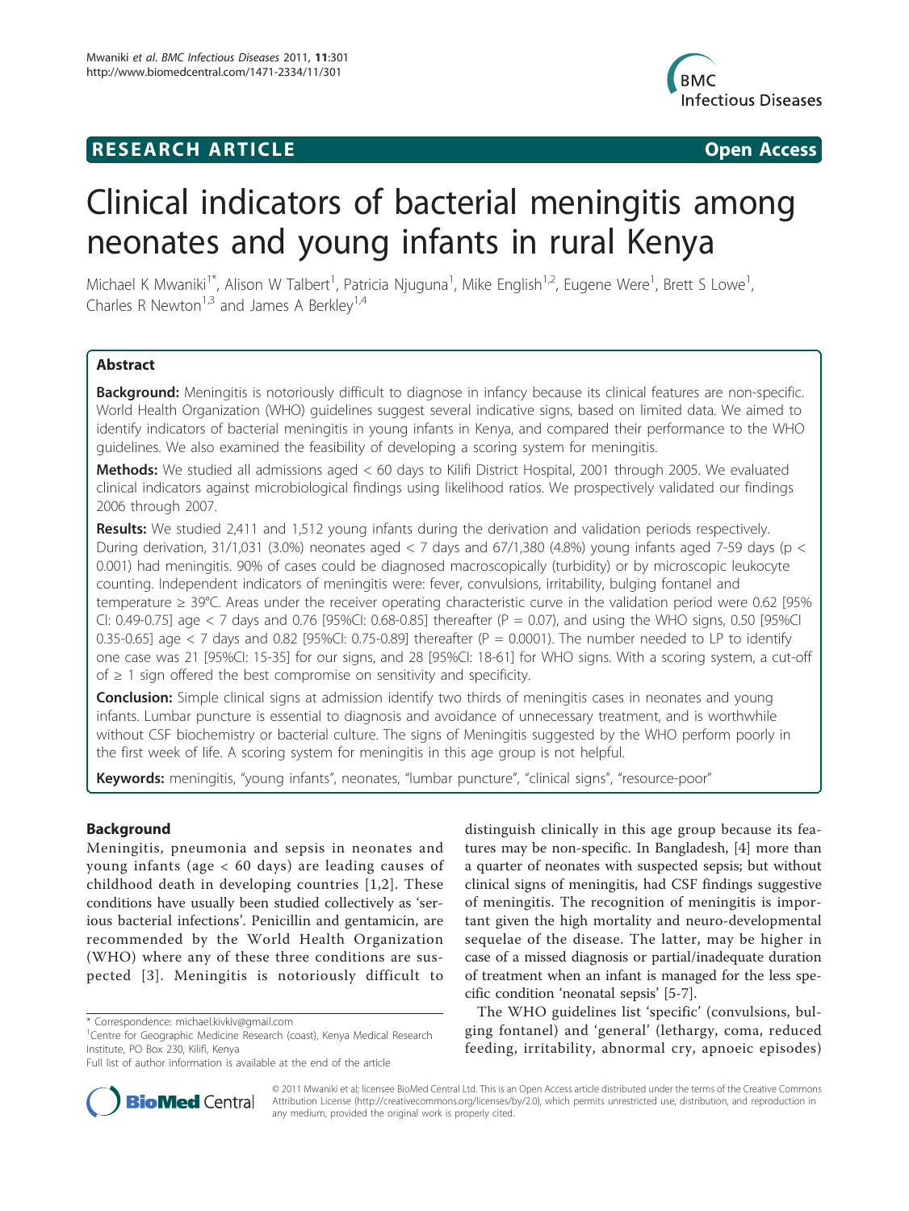RESEARCH ARTICLE

Open Access

# Clinical indicators of bacterial meningitis among neonates and young infants in rural Kenya

Michael K Mwaniki[1*], Alison W Talbert[1], Patricia Njuguna[1], Mike English[1,2], Eugene Were[1], Brett S Lowe[1], Charles R Newton[1,3] and James A Berkley[1,4]

## Abstract

**Background:** Meningitis is notoriously difficult to diagnose in infancy because its clinical features are non-specific. World Health Organization (WHO) guidelines suggest several indicative signs, based on limited data. We aimed to identify indicators of bacterial meningitis in young infants in Kenya, and compared their performance to the WHO guidelines. We also examined the feasibility of developing a scoring system for meningitis.

**Methods:** We studied all admissions aged < 60 days to Kilifi District Hospital, 2001 through 2005. We evaluated clinical indicators against microbiological findings using likelihood ratios. We prospectively validated our findings 2006 through 2007.

**Results:** We studied 2,411 and 1,512 young infants during the derivation and validation periods respectively. During derivation, 31/1,031 (3.0%) neonates aged < 7 days and 67/1,380 (4.8%) young infants aged 7-59 days ($p < 0.001$) had meningitis. 90% of cases could be diagnosed macroscopically (turbidity) or by microscopic leukocyte counting. Independent indicators of meningitis were: fever, convulsions, irritability, bulging fontanel and temperature ≥ 39°C. Areas under the receiver operating characteristic curve in the validation period were 0.62 [95% CI: 0.49-0.75] age < 7 days and 0.76 [95%CI: 0.68-0.85] thereafter ($P = 0.07$), and using the WHO signs, 0.50 [95%CI 0.35-0.65] age < 7 days and 0.82 [95%CI: 0.75-0.89] thereafter ($P = 0.0001$). The number needed to LP to identify one case was 21 [95%CI: 15-35] for our signs, and 28 [95%CI: 18-61] for WHO signs. With a scoring system, a cut-off of ≥ 1 sign offered the best compromise on sensitivity and specificity.

**Conclusion:** Simple clinical signs at admission identify two thirds of meningitis cases in neonates and young infants. Lumbar puncture is essential to diagnosis and avoidance of unnecessary treatment, and is worthwhile without CSF biochemistry or bacterial culture. The signs of Meningitis suggested by the WHO perform poorly in the first week of life. A scoring system for meningitis in this age group is not helpful.

**Keywords:** meningitis, "young infants", neonates, "lumbar puncture", "clinical signs", "resource-poor"

## Background

Meningitis, pneumonia and sepsis in neonates and young infants (age < 60 days) are leading causes of childhood death in developing countries [1,2]. These conditions have usually been studied collectively as 'serious bacterial infections'. Penicillin and gentamicin, are recommended by the World Health Organization (WHO) where any of these three conditions are suspected [3]. Meningitis is notoriously difficult to distinguish clinically in this age group because its features may be non-specific. In Bangladesh, [4] more than a quarter of neonates with suspected sepsis; but without clinical signs of meningitis, had CSF findings suggestive of meningitis. The recognition of meningitis is important given the high mortality and neuro-developmental sequelae of the disease. The latter, may be higher in case of a missed diagnosis or partial/inadequate duration of treatment when an infant is managed for the less specific condition 'neonatal sepsis' [5-7].

The WHO guidelines list 'specific' (convulsions, bulging fontanel) and 'general' (lethargy, coma, reduced feeding, irritability, abnormal cry, apnoeic episodes)

\* Correspondence: michael.kivkiv@gmail.com

[1]Centre for Geographic Medicine Research (coast), Kenya Medical Research Institute, PO Box 230, Kilifi, Kenya

Full list of author information is available at the end of the article

© 2011 Mwaniki et al; licensee BioMed Central Ltd. This is an Open Access article distributed under the terms of the Creative Commons Attribution License (http://creativecommons.org/licenses/by/2.0), which permits unrestricted use, distribution, and reproduction in any medium, provided the original work is properly cited.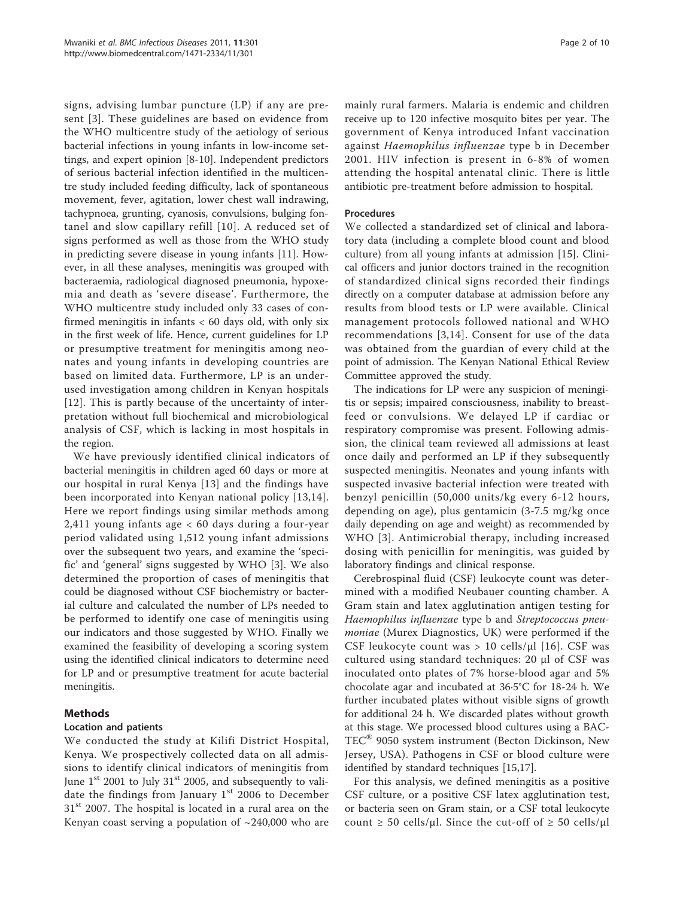signs, advising lumbar puncture (LP) if any are present [3]. These guidelines are based on evidence from the WHO multicentre study of the aetiology of serious bacterial infections in young infants in low-income settings, and expert opinion [8-10]. Independent predictors of serious bacterial infection identified in the multicentre study included feeding difficulty, lack of spontaneous movement, fever, agitation, lower chest wall indrawing, tachypnoea, grunting, cyanosis, convulsions, bulging fontanel and slow capillary refill [10]. A reduced set of signs performed as well as those from the WHO study in predicting severe disease in young infants [11]. However, in all these analyses, meningitis was grouped with bacteraemia, radiological diagnosed pneumonia, hypoxemia and death as 'severe disease'. Furthermore, the WHO multicentre study included only 33 cases of confirmed meningitis in infants < 60 days old, with only six in the first week of life. Hence, current guidelines for LP or presumptive treatment for meningitis among neonates and young infants in developing countries are based on limited data. Furthermore, LP is an underused investigation among children in Kenyan hospitals [12]. This is partly because of the uncertainty of interpretation without full biochemical and microbiological analysis of CSF, which is lacking in most hospitals in the region.

We have previously identified clinical indicators of bacterial meningitis in children aged 60 days or more at our hospital in rural Kenya [13] and the findings have been incorporated into Kenyan national policy [13,14]. Here we report findings using similar methods among 2,411 young infants age < 60 days during a four-year period validated using 1,512 young infant admissions over the subsequent two years, and examine the 'specific' and 'general' signs suggested by WHO [3]. We also determined the proportion of cases of meningitis that could be diagnosed without CSF biochemistry or bacterial culture and calculated the number of LPs needed to be performed to identify one case of meningitis using our indicators and those suggested by WHO. Finally we examined the feasibility of developing a scoring system using the identified clinical indicators to determine need for LP and or presumptive treatment for acute bacterial meningitis.

## Methods

### Location and patients

We conducted the study at Kilifi District Hospital, Kenya. We prospectively collected data on all admissions to identify clinical indicators of meningitis from June 1[st] 2001 to July 31[st] 2005, and subsequently to validate the findings from January 1[st] 2006 to December 31[st] 2007. The hospital is located in a rural area on the Kenyan coast serving a population of ~240,000 who are mainly rural farmers. Malaria is endemic and children receive up to 120 infective mosquito bites per year. The government of Kenya introduced Infant vaccination against *Haemophilus influenzae* type b in December 2001. HIV infection is present in 6-8% of women attending the hospital antenatal clinic. There is little antibiotic pre-treatment before admission to hospital.

### Procedures

We collected a standardized set of clinical and laboratory data (including a complete blood count and blood culture) from all young infants at admission [15]. Clinical officers and junior doctors trained in the recognition of standardized clinical signs recorded their findings directly on a computer database at admission before any results from blood tests or LP were available. Clinical management protocols followed national and WHO recommendations [3,14]. Consent for use of the data was obtained from the guardian of every child at the point of admission. The Kenyan National Ethical Review Committee approved the study.

The indications for LP were any suspicion of meningitis or sepsis; impaired consciousness, inability to breastfeed or convulsions. We delayed LP if cardiac or respiratory compromise was present. Following admission, the clinical team reviewed all admissions at least once daily and performed an LP if they subsequently suspected meningitis. Neonates and young infants with suspected invasive bacterial infection were treated with benzyl penicillin (50,000 units/kg every 6-12 hours, depending on age), plus gentamicin (3-7.5 mg/kg once daily depending on age and weight) as recommended by WHO [3]. Antimicrobial therapy, including increased dosing with penicillin for meningitis, was guided by laboratory findings and clinical response.

Cerebrospinal fluid (CSF) leukocyte count was determined with a modified Neubauer counting chamber. A Gram stain and latex agglutination antigen testing for *Haemophilus influenzae* type b and *Streptococcus pneumoniae* (Murex Diagnostics, UK) were performed if the CSF leukocyte count was > 10 cells/μl [16]. CSF was cultured using standard techniques: 20 μl of CSF was inoculated onto plates of 7% horse-blood agar and 5% chocolate agar and incubated at 36·5°C for 18-24 h. We further incubated plates without visible signs of growth for additional 24 h. We discarded plates without growth at this stage. We processed blood cultures using a BACTEC® 9050 system instrument (Becton Dickinson, New Jersey, USA). Pathogens in CSF or blood culture were identified by standard techniques [15,17].

For this analysis, we defined meningitis as a positive CSF culture, or a positive CSF latex agglutination test, or bacteria seen on Gram stain, or a CSF total leukocyte count ≥ 50 cells/μl. Since the cut-off of ≥ 50 cells/μl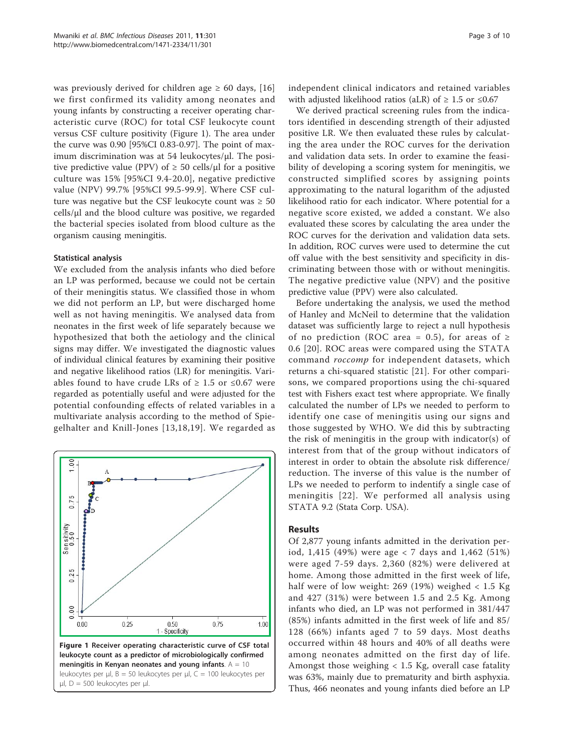was previously derived for children age ≥ 60 days, [16] we first confirmed its validity among neonates and young infants by constructing a receiver operating characteristic curve (ROC) for total CSF leukocyte count versus CSF culture positivity (Figure 1). The area under the curve was 0.90 [95%CI 0.83-0.97]. The point of maximum discrimination was at 54 leukocytes/μl. The positive predictive value (PPV) of ≥ 50 cells/μl for a positive culture was 15% [95%CI 9.4-20.0], negative predictive value (NPV) 99.7% [95%CI 99.5-99.9]. Where CSF culture was negative but the CSF leukocyte count was ≥ 50 cells/μl and the blood culture was positive, we regarded the bacterial species isolated from blood culture as the organism causing meningitis.

### Statistical analysis

We excluded from the analysis infants who died before an LP was performed, because we could not be certain of their meningitis status. We classified those in whom we did not perform an LP, but were discharged home well as not having meningitis. We analysed data from neonates in the first week of life separately because we hypothesized that both the aetiology and the clinical signs may differ. We investigated the diagnostic values of individual clinical features by examining their positive and negative likelihood ratios (LR) for meningitis. Variables found to have crude LRs of ≥ 1.5 or ≤0.67 were regarded as potentially useful and were adjusted for the potential confounding effects of related variables in a multivariate analysis according to the method of Spiegelhalter and Knill-Jones [13,18,19]. We regarded as independent clinical indicators and retained variables with adjusted likelihood ratios (aLR) of ≥ 1.5 or ≤0.67

Sensitivity
1 - Specificity
0.00
0.25
0.50
0.75
1.00
A
B
C
D

Figure 1 Receiver operating characteristic curve of CSF total leukocyte count as a predictor of microbiologically confirmed meningitis in Kenyan neonates and young infants. A = 10 leukocytes per μl, B = 50 leukocytes per μl, C = 100 leukocytes per μl, D = 500 leukocytes per μl.

We derived practical screening rules from the indicators identified in descending strength of their adjusted positive LR. We then evaluated these rules by calculating the area under the ROC curves for the derivation and validation data sets. In order to examine the feasibility of developing a scoring system for meningitis, we constructed simplified scores by assigning points approximating to the natural logarithm of the adjusted likelihood ratio for each indicator. Where potential for a negative score existed, we added a constant. We also evaluated these scores by calculating the area under the ROC curves for the derivation and validation data sets. In addition, ROC curves were used to determine the cut off value with the best sensitivity and specificity in discriminating between those with or without meningitis. The negative predictive value (NPV) and the positive predictive value (PPV) were also calculated.

Before undertaking the analysis, we used the method of Hanley and McNeil to determine that the validation dataset was sufficiently large to reject a null hypothesis of no prediction (ROC area = 0.5), for areas of ≥ 0.6 [20]. ROC areas were compared using the STATA command *roccomp* for independent datasets, which returns a chi-squared statistic [21]. For other comparisons, we compared proportions using the chi-squared test with Fishers exact test where appropriate. We finally calculated the number of LPs we needed to perform to identify one case of meningitis using our signs and those suggested by WHO. We did this by subtracting the risk of meningitis in the group with indicator(s) of interest from that of the group without indicators of interest in order to obtain the absolute risk difference/reduction. The inverse of this value is the number of LPs we needed to perform to indentify a single case of meningitis [22]. We performed all analysis using STATA 9.2 (Stata Corp. USA).

## Results

Of 2,877 young infants admitted in the derivation period, 1,415 (49%) were age < 7 days and 1,462 (51%) were aged 7-59 days. 2,360 (82%) were delivered at home. Among those admitted in the first week of life, half were of low weight: 269 (19%) weighed < 1.5 Kg and 427 (31%) were between 1.5 and 2.5 Kg. Among infants who died, an LP was not performed in 381/447 (85%) infants admitted in the first week of life and 85/128 (66%) infants aged 7 to 59 days. Most deaths occurred within 48 hours and 40% of all deaths were among neonates admitted on the first day of life. Amongst those weighing < 1.5 Kg, overall case fatality was 63%, mainly due to prematurity and birth asphyxia. Thus, 466 neonates and young infants died before an LP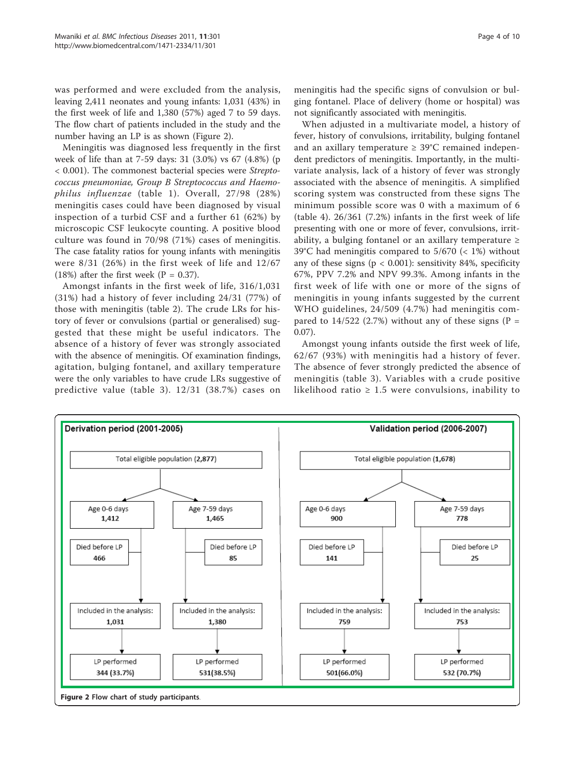was performed and were excluded from the analysis, leaving 2,411 neonates and young infants: 1,031 (43%) in the first week of life and 1,380 (57%) aged 7 to 59 days. The flow chart of patients included in the study and the number having an LP is as shown (Figure 2).

Meningitis was diagnosed less frequently in the first week of life than at 7-59 days: 31 (3.0%) vs 67 (4.8%) (p < 0.001). The commonest bacterial species were *Streptococcus pneumoniae, Group B Streptococcus and Haemophilus influenzae* (table 1). Overall, 27/98 (28%) meningitis cases could have been diagnosed by visual inspection of a turbid CSF and a further 61 (62%) by microscopic CSF leukocyte counting. A positive blood culture was found in 70/98 (71%) cases of meningitis. The case fatality ratios for young infants with meningitis were 8/31 (26%) in the first week of life and 12/67 (18%) after the first week (P = 0.37).

Amongst infants in the first week of life, 316/1,031 (31%) had a history of fever including 24/31 (77%) of those with meningitis (table 2). The crude LRs for history of fever or convulsions (partial or generalised) suggested that these might be useful indicators. The absence of a history of fever was strongly associated with the absence of meningitis. Of examination findings, agitation, bulging fontanel, and axillary temperature were the only variables to have crude LRs suggestive of predictive value (table 3). 12/31 (38.7%) cases on meningitis had the specific signs of convulsion or bulging fontanel. Place of delivery (home or hospital) was not significantly associated with meningitis.

When adjusted in a multivariate model, a history of fever, history of convulsions, irritability, bulging fontanel and an axillary temperature ≥ 39°C remained independent predictors of meningitis. Importantly, in the multivariate analysis, lack of a history of fever was strongly associated with the absence of meningitis. A simplified scoring system was constructed from these signs The minimum possible score was 0 with a maximum of 6 (table 4). 26/361 (7.2%) infants in the first week of life presenting with one or more of fever, convulsions, irritability, a bulging fontanel or an axillary temperature ≥ 39°C had meningitis compared to 5/670 (< 1%) without any of these signs (p < 0.001): sensitivity 84%, specificity 67%, PPV 7.2% and NPV 99.3%. Among infants in the first week of life with one or more of the signs of meningitis in young infants suggested by the current WHO guidelines, 24/509 (4.7%) had meningitis compared to 14/522 (2.7%) without any of these signs (P = 0.07).

Amongst young infants outside the first week of life, 62/67 (93%) with meningitis had a history of fever. The absence of fever strongly predicted the absence of meningitis (table 3). Variables with a crude positive likelihood ratio ≥ 1.5 were convulsions, inability to

Derivation period (2001-2005)

Total eligible population (2,877)

Age 0-6 days
1,412

Age 7-59 days
1,465

Died before LP
466

Died before LP
85

Included in the analysis:
1,031

Included in the analysis:
1,380

LP performed
344 (33.7%)

LP performed
531(38.5%)

Validation period (2006-2007)

Total eligible population (1,678)

Age 0-6 days
900

Age 7-59 days
778

Died before LP
141

Died before LP
25

Included in the analysis:
759

Included in the analysis:
753

LP performed
501(66.0%)

LP performed
532 (70.7%)

**Figure 2** Flow chart of study participants.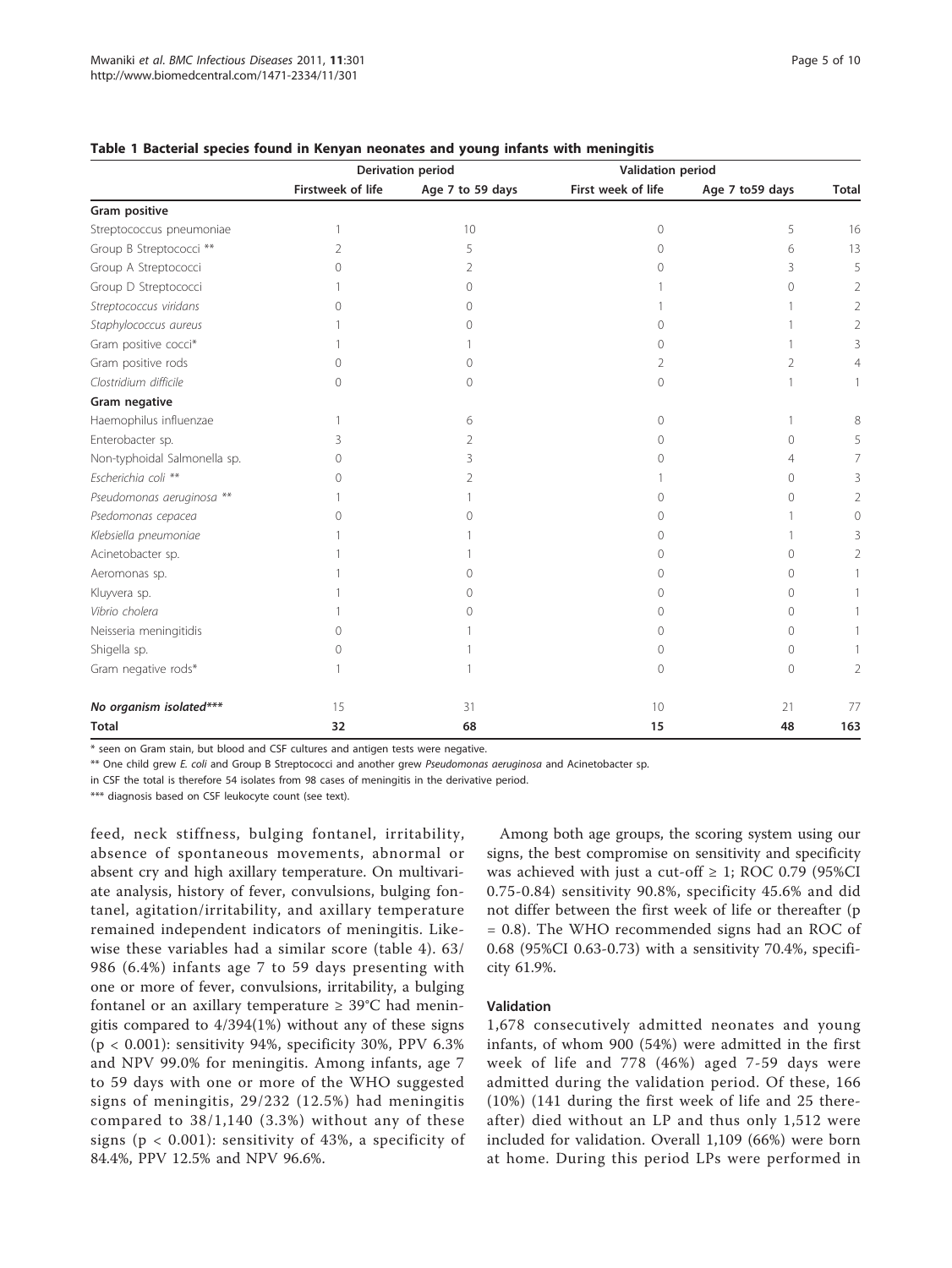**Table 1 Bacterial species found in Kenyan neonates and young infants with meningitis**

| | Derivation period | | Validation period | | |
|---|---|---|---|---|---|
| | Firstweek of life | Age 7 to 59 days | First week of life | Age 7 to59 days | Total |
| **Gram positive** | | | | | |
| Streptococcus pneumoniae | 1 | 10 | 0 | 5 | 16 |
| Group B Streptococci ** | 2 | 5 | 0 | 6 | 13 |
| Group A Streptococci | 0 | 2 | 0 | 3 | 5 |
| Group D Streptococci | 1 | 0 | 1 | 0 | 2 |
| *Streptococcus viridans* | 0 | 0 | 1 | 1 | 2 |
| *Staphylococcus aureus* | 1 | 0 | 0 | 1 | 2 |
| Gram positive cocci* | 1 | 1 | 0 | 1 | 3 |
| Gram positive rods | 0 | 0 | 2 | 2 | 4 |
| *Clostridium difficile* | 0 | 0 | 0 | 1 | 1 |
| **Gram negative** | | | | | |
| Haemophilus influenzae | 1 | 6 | 0 | 1 | 8 |
| Enterobacter sp. | 3 | 2 | 0 | 0 | 5 |
| Non-typhoidal Salmonella sp. | 0 | 3 | 0 | 4 | 7 |
| *Escherichia coli* ** | 0 | 2 | 1 | 0 | 3 |
| *Pseudomonas aeruginosa* ** | 1 | 1 | 0 | 0 | 2 |
| *Psedomonas cepacea* | 0 | 0 | 0 | 1 | 0 |
| *Klebsiella pneumoniae* | 1 | 1 | 0 | 1 | 3 |
| Acinetobacter sp. | 1 | 1 | 0 | 0 | 2 |
| Aeromonas sp. | 1 | 0 | 0 | 0 | 1 |
| Kluyvera sp. | 1 | 0 | 0 | 0 | 1 |
| *Vibrio cholera* | 1 | 0 | 0 | 0 | 1 |
| Neisseria meningitidis | 0 | 1 | 0 | 0 | 1 |
| Shigella sp. | 0 | 1 | 0 | 0 | 1 |
| Gram negative rods* | 1 | 1 | 0 | 0 | 2 |
| ***No organism isolated**** | 15 | 31 | 10 | 21 | 77 |
| **Total** | **32** | **68** | **15** | **48** | **163** |

\* seen on Gram stain, but blood and CSF cultures and antigen tests were negative.

** One child grew *E. coli* and Group B Streptococci and another grew *Pseudomonas aeruginosa* and Acinetobacter sp.

in CSF the total is therefore 54 isolates from 98 cases of meningitis in the derivative period.

*** diagnosis based on CSF leukocyte count (see text).

feed, neck stiffness, bulging fontanel, irritability, absence of spontaneous movements, abnormal or absent cry and high axillary temperature. On multivariate analysis, history of fever, convulsions, bulging fontanel, agitation/irritability, and axillary temperature remained independent indicators of meningitis. Likewise these variables had a similar score (table 4). 63/986 (6.4%) infants age 7 to 59 days presenting with one or more of fever, convulsions, irritability, a bulging fontanel or an axillary temperature ≥ 39°C had meningitis compared to 4/394(1%) without any of these signs ($p < 0.001$): sensitivity 94%, specificity 30%, PPV 6.3% and NPV 99.0% for meningitis. Among infants, age 7 to 59 days with one or more of the WHO suggested signs of meningitis, 29/232 (12.5%) had meningitis compared to 38/1,140 (3.3%) without any of these signs ($p < 0.001$): sensitivity of 43%, a specificity of 84.4%, PPV 12.5% and NPV 96.6%.

Among both age groups, the scoring system using our signs, the best compromise on sensitivity and specificity was achieved with just a cut-off ≥ 1; ROC 0.79 (95%CI 0.75-0.84) sensitivity 90.8%, specificity 45.6% and did not differ between the first week of life or thereafter ($p = 0.8$). The WHO recommended signs had an ROC of 0.68 (95%CI 0.63-0.73) with a sensitivity 70.4%, specificity 61.9%.

### Validation

1,678 consecutively admitted neonates and young infants, of whom 900 (54%) were admitted in the first week of life and 778 (46%) aged 7-59 days were admitted during the validation period. Of these, 166 (10%) (141 during the first week of life and 25 thereafter) died without an LP and thus only 1,512 were included for validation. Overall 1,109 (66%) were born at home. During this period LPs were performed in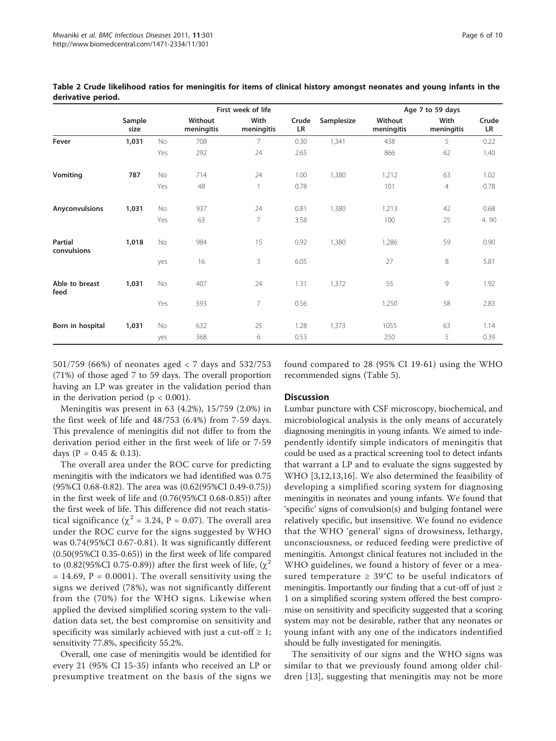**Table 2 Crude likelihood ratios for meningitis for items of clinical history amongst neonates and young infants in the derivative period.**

| | | | First week of life | | | | Age 7 to 59 days | | |
|---|---|---|---|---|---|---|---|---|---|
| | Sample size | | Without meningitis | With meningitis | Crude LR | Samplesize | Without meningitis | With meningitis | Crude LR |
| **Fever** | **1,031** | No | 708 | 7 | 0.30 | 1,341 | 438 | 5 | 0.22 |
| | | Yes | 292 | 24 | 2.65 | | 866 | 62 | 1.40 |
| **Vomiting** | **787** | No | 714 | 24 | 1.00 | 1,380 | 1,212 | 63 | 1.02 |
| | | Yes | 48 | 1 | 0.78 | | 101 | 4 | 0.78 |
| **Anyconvulsions** | **1,031** | No | 937 | 24 | 0.81 | 1,380 | 1,213 | 42 | 0.68 |
| | | Yes | 63 | 7 | 3.58 | | 100 | 25 | 4. 90 |
| **Partial convulsions** | **1,018** | No | 984 | 15 | 0.92 | 1,380 | 1,286 | 59 | 0.90 |
| | | yes | 16 | 3 | 6.05 | | 27 | 8 | 5.81 |
| **Able to breast feed** | **1,031** | No | 407 | 24 | 1.31 | 1,372 | 55 | 9 | 1.92 |
| | | Yes | 593 | 7 | 0.56 | | 1,250 | 58 | 2.83 |
| **Born in hospital** | **1,031** | No | 632 | 25 | 1.28 | 1,373 | 1055 | 63 | 1.14 |
| | | yes | 368 | 6 | 0.53 | | 250 | 5 | 0.39 |

501/759 (66%) of neonates aged < 7 days and 532/753 (71%) of those aged 7 to 59 days. The overall proportion having an LP was greater in the validation period than in the derivation period ($p < 0.001$).

Meningitis was present in 63 (4.2%), 15/759 (2.0%) in the first week of life and 48/753 (6.4%) from 7-59 days. This prevalence of meningitis did not differ to from the derivation period either in the first week of life or 7-59 days (P = 0.45 & 0.13).

The overall area under the ROC curve for predicting meningitis with the indicators we had identified was 0.75 (95%CI 0.68-0.82). The area was (0.62(95%CI 0.49-0.75)) in the first week of life and (0.76(95%CI 0.68-0.85)) after the first week of life. This difference did not reach statistical significance ($\chi^2 = 3.24$, P = 0.07). The overall area under the ROC curve for the signs suggested by WHO was 0.74(95%CI 0.67-0.81). It was significantly different (0.50(95%CI 0.35-0.65)) in the first week of life compared to (0.82(95%CI 0.75-0.89)) after the first week of life, ($\chi^2 = 14.69$, P = 0.0001). The overall sensitivity using the signs we derived (78%), was not significantly different from the (70%) for the WHO signs. Likewise when applied the devised simplified scoring system to the validation data set, the best compromise on sensitivity and specificity was similarly achieved with just a cut-off ≥ 1; sensitivity 77.8%, specificity 55.2%.

Overall, one case of meningitis would be identified for every 21 (95% CI 15-35) infants who received an LP or presumptive treatment on the basis of the signs we found compared to 28 (95% CI 19-61) using the WHO recommended signs (Table 5).

## Discussion

Lumbar puncture with CSF microscopy, biochemical, and microbiological analysis is the only means of accurately diagnosing meningitis in young infants. We aimed to independently identify simple indicators of meningitis that could be used as a practical screening tool to detect infants that warrant a LP and to evaluate the signs suggested by WHO [3,12,13,16]. We also determined the feasibility of developing a simplified scoring system for diagnosing meningitis in neonates and young infants. We found that 'specific' signs of convulsion(s) and bulging fontanel were relatively specific, but insensitive. We found no evidence that the WHO 'general' signs of drowsiness, lethargy, unconsciousness, or reduced feeding were predictive of meningitis. Amongst clinical features not included in the WHO guidelines, we found a history of fever or a measured temperature ≥ 39°C to be useful indicators of meningitis. Importantly our finding that a cut-off of just ≥ 1 on a simplified scoring system offered the best compromise on sensitivity and specificity suggested that a scoring system may not be desirable, rather that any neonates or young infant with any one of the indicators indentified should be fully investigated for meningitis.

The sensitivity of our signs and the WHO signs was similar to that we previously found among older children [13], suggesting that meningitis may not be more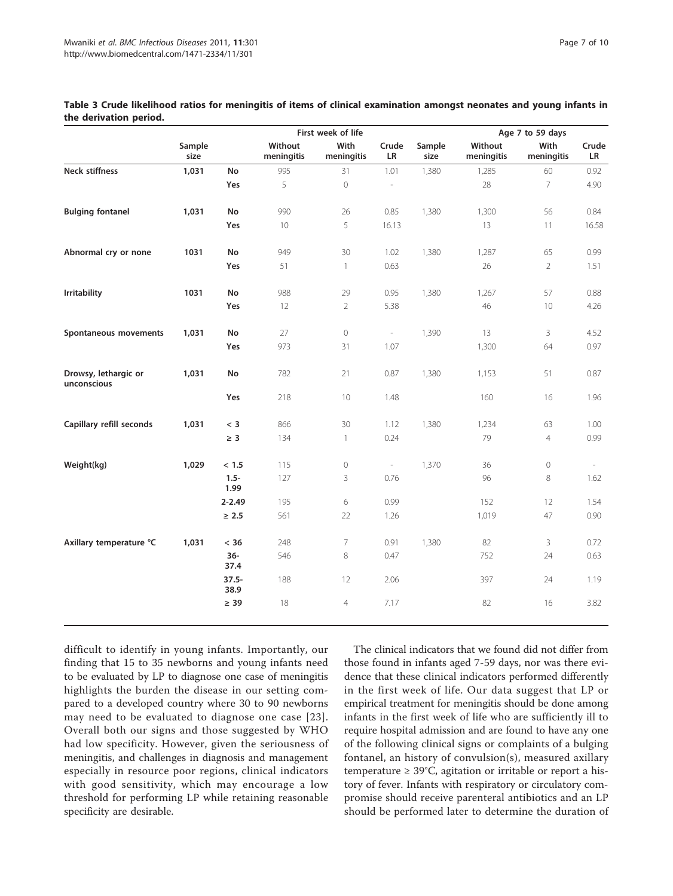**Table 3 Crude likelihood ratios for meningitis of items of clinical examination amongst neonates and young infants in the derivation period.**

| | | | First week of life | | | | Age 7 to 59 days | | |
|---|---|---|---|---|---|---|---|---|---|
| | Sample size | | Without meningitis | With meningitis | Crude LR | Sample size | Without meningitis | With meningitis | Crude LR |
| **Neck stiffness** | 1,031 | **No** | 995 | 31 | 1.01 | 1,380 | 1,285 | 60 | 0.92 |
| | | **Yes** | 5 | 0 | - | | 28 | 7 | 4.90 |
| **Bulging fontanel** | 1,031 | **No** | 990 | 26 | 0.85 | 1,380 | 1,300 | 56 | 0.84 |
| | | **Yes** | 10 | 5 | 16.13 | | 13 | 11 | 16.58 |
| **Abnormal cry or none** | 1031 | **No** | 949 | 30 | 1.02 | 1,380 | 1,287 | 65 | 0.99 |
| | | **Yes** | 51 | 1 | 0.63 | | 26 | 2 | 1.51 |
| **Irritability** | 1031 | **No** | 988 | 29 | 0.95 | 1,380 | 1,267 | 57 | 0.88 |
| | | **Yes** | 12 | 2 | 5.38 | | 46 | 10 | 4.26 |
| **Spontaneous movements** | 1,031 | **No** | 27 | 0 | - | 1,390 | 13 | 3 | 4.52 |
| | | **Yes** | 973 | 31 | 1.07 | | 1,300 | 64 | 0.97 |
| **Drowsy, lethargic or unconscious** | 1,031 | **No** | 782 | 21 | 0.87 | 1,380 | 1,153 | 51 | 0.87 |
| | | **Yes** | 218 | 10 | 1.48 | | 160 | 16 | 1.96 |
| **Capillary refill seconds** | 1,031 | **< 3** | 866 | 30 | 1.12 | 1,380 | 1,234 | 63 | 1.00 |
| | | **≥ 3** | 134 | 1 | 0.24 | | 79 | 4 | 0.99 |
| **Weight(kg)** | 1,029 | **< 1.5** | 115 | 0 | - | 1,370 | 36 | 0 | - |
| | | **1.5-1.99** | 127 | 3 | 0.76 | | 96 | 8 | 1.62 |
| | | **2-2.49** | 195 | 6 | 0.99 | | 152 | 12 | 1.54 |
| | | **≥ 2.5** | 561 | 22 | 1.26 | | 1,019 | 47 | 0.90 |
| **Axillary temperature °C** | 1,031 | **< 36** | 248 | 7 | 0.91 | 1,380 | 82 | 3 | 0.72 |
| | | **36-37.4** | 546 | 8 | 0.47 | | 752 | 24 | 0.63 |
| | | **37.5-38.9** | 188 | 12 | 2.06 | | 397 | 24 | 1.19 |
| | | **≥ 39** | 18 | 4 | 7.17 | | 82 | 16 | 3.82 |

difficult to identify in young infants. Importantly, our finding that 15 to 35 newborns and young infants need to be evaluated by LP to diagnose one case of meningitis highlights the burden the disease in our setting compared to a developed country where 30 to 90 newborns may need to be evaluated to diagnose one case [23]. Overall both our signs and those suggested by WHO had low specificity. However, given the seriousness of meningitis, and challenges in diagnosis and management especially in resource poor regions, clinical indicators with good sensitivity, which may encourage a low threshold for performing LP while retaining reasonable specificity are desirable.

The clinical indicators that we found did not differ from those found in infants aged 7-59 days, nor was there evidence that these clinical indicators performed differently in the first week of life. Our data suggest that LP or empirical treatment for meningitis should be done among infants in the first week of life who are sufficiently ill to require hospital admission and are found to have any one of the following clinical signs or complaints of a bulging fontanel, an history of convulsion(s), measured axillary temperature ≥ 39°C, agitation or irritable or report a history of fever. Infants with respiratory or circulatory compromise should receive parenteral antibiotics and an LP should be performed later to determine the duration of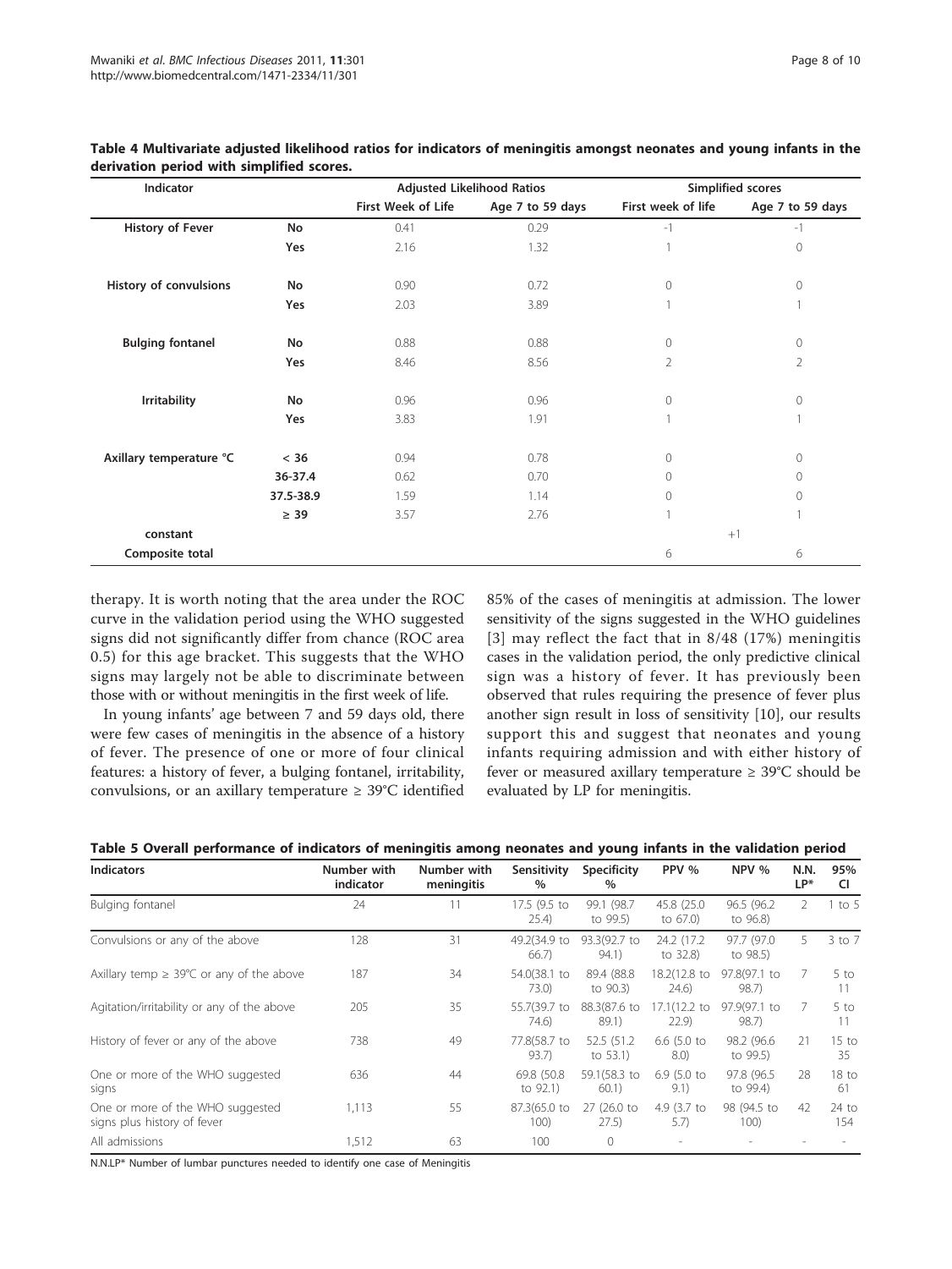**Table 4 Multivariate adjusted likelihood ratios for indicators of meningitis amongst neonates and young infants in the derivation period with simplified scores.**

| Indicator | | Adjusted Likelihood Ratios | | Simplified scores | |
|---|---|---|---|---|---|
| | | First Week of Life | Age 7 to 59 days | First week of life | Age 7 to 59 days |
| **History of Fever** | **No** | 0.41 | 0.29 | -1 | -1 |
| | **Yes** | 2.16 | 1.32 | 1 | 0 |
| **History of convulsions** | **No** | 0.90 | 0.72 | 0 | 0 |
| | **Yes** | 2.03 | 3.89 | 1 | 1 |
| **Bulging fontanel** | **No** | 0.88 | 0.88 | 0 | 0 |
| | **Yes** | 8.46 | 8.56 | 2 | 2 |
| **Irritability** | **No** | 0.96 | 0.96 | 0 | 0 |
| | **Yes** | 3.83 | 1.91 | 1 | 1 |
| **Axillary temperature °C** | **< 36** | 0.94 | 0.78 | 0 | 0 |
| | **36-37.4** | 0.62 | 0.70 | 0 | 0 |
| | **37.5-38.9** | 1.59 | 1.14 | 0 | 0 |
| | **≥ 39** | 3.57 | 2.76 | 1 | 1 |
| **constant** | | | | +1 | |
| **Composite total** | | | | 6 | 6 |

therapy. It is worth noting that the area under the ROC curve in the validation period using the WHO suggested signs did not significantly differ from chance (ROC area 0.5) for this age bracket. This suggests that the WHO signs may largely not be able to discriminate between those with or without meningitis in the first week of life.

In young infants' age between 7 and 59 days old, there were few cases of meningitis in the absence of a history of fever. The presence of one or more of four clinical features: a history of fever, a bulging fontanel, irritability, convulsions, or an axillary temperature ≥ 39°C identified 85% of the cases of meningitis at admission. The lower sensitivity of the signs suggested in the WHO guidelines [3] may reflect the fact that in 8/48 (17%) meningitis cases in the validation period, the only predictive clinical sign was a history of fever. It has previously been observed that rules requiring the presence of fever plus another sign result in loss of sensitivity [10], our results support this and suggest that neonates and young infants requiring admission and with either history of fever or measured axillary temperature ≥ 39°C should be evaluated by LP for meningitis.

**Table 5 Overall performance of indicators of meningitis among neonates and young infants in the validation period**

| Indicators | Number with indicator | Number with meningitis | Sensitivity % | Specificity % | PPV % | NPV % | N.N. LP* | 95% CI |
|---|---|---|---|---|---|---|---|---|
| Bulging fontanel | 24 | 11 | 17.5 (9.5 to 25.4) | 99.1 (98.7 to 99.5) | 45.8 (25.0 to 67.0) | 96.5 (96.2 to 96.8) | 2 | 1 to 5 |
| Convulsions or any of the above | 128 | 31 | 49.2(34.9 to 66.7) | 93.3(92.7 to 94.1) | 24.2 (17.2 to 32.8) | 97.7 (97.0 to 98.5) | 5 | 3 to 7 |
| Axillary temp ≥ 39°C or any of the above | 187 | 34 | 54.0(38.1 to 73.0) | 89.4 (88.8 to 90.3) | 18.2(12.8 to 24.6) | 97.8(97.1 to 98.7) | 7 | 5 to 11 |
| Agitation/irritability or any of the above | 205 | 35 | 55.7(39.7 to 74.6) | 88.3(87.6 to 89.1) | 17.1(12.2 to 22.9) | 97.9(97.1 to 98.7) | 7 | 5 to 11 |
| History of fever or any of the above | 738 | 49 | 77.8(58.7 to 93.7) | 52.5 (51.2 to 53.1) | 6.6 (5.0 to 8.0) | 98.2 (96.6 to 99.5) | 21 | 15 to 35 |
| One or more of the WHO suggested signs | 636 | 44 | 69.8 (50.8 to 92.1) | 59.1(58.3 to 60.1) | 6.9 (5.0 to 9.1) | 97.8 (96.5 to 99.4) | 28 | 18 to 61 |
| One or more of the WHO suggested signs plus history of fever | 1,113 | 55 | 87.3(65.0 to 100) | 27 (26.0 to 27.5) | 4.9 (3.7 to 5.7) | 98 (94.5 to 100) | 42 | 24 to 154 |
| All admissions | 1,512 | 63 | 100 | 0 | - | - | - | - |

N.N.LP* Number of lumbar punctures needed to identify one case of Meningitis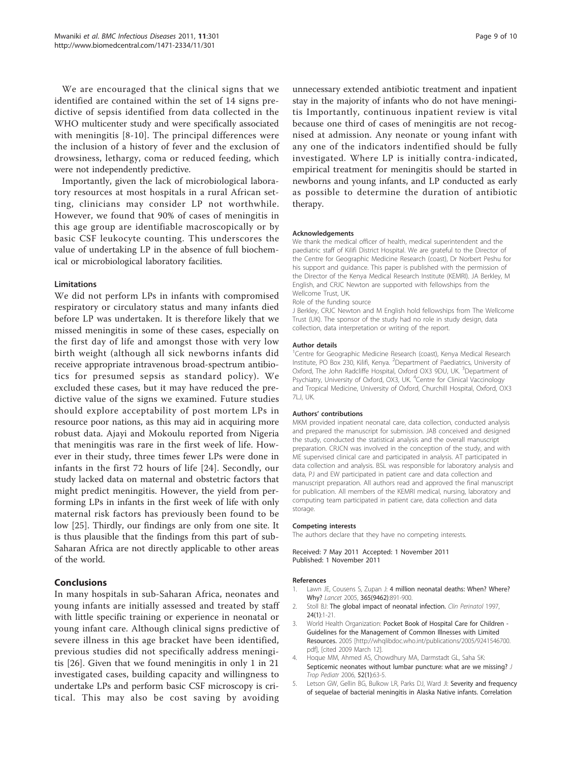We are encouraged that the clinical signs that we identified are contained within the set of 14 signs predictive of sepsis identified from data collected in the WHO multicenter study and were specifically associated with meningitis [8-10]. The principal differences were the inclusion of a history of fever and the exclusion of drowsiness, lethargy, coma or reduced feeding, which were not independently predictive.

Importantly, given the lack of microbiological laboratory resources at most hospitals in a rural African setting, clinicians may consider LP not worthwhile. However, we found that 90% of cases of meningitis in this age group are identifiable macroscopically or by basic CSF leukocyte counting. This underscores the value of undertaking LP in the absence of full biochemical or microbiological laboratory facilities.

### Limitations

We did not perform LPs in infants with compromised respiratory or circulatory status and many infants died before LP was undertaken. It is therefore likely that we missed meningitis in some of these cases, especially on the first day of life and amongst those with very low birth weight (although all sick newborns infants did receive appropriate intravenous broad-spectrum antibiotics for presumed sepsis as standard policy). We excluded these cases, but it may have reduced the predictive value of the signs we examined. Future studies should explore acceptability of post mortem LPs in resource poor nations, as this may aid in acquiring more robust data. Ajayi and Mokoulu reported from Nigeria that meningitis was rare in the first week of life. However in their study, three times fewer LPs were done in infants in the first 72 hours of life [24]. Secondly, our study lacked data on maternal and obstetric factors that might predict meningitis. However, the yield from performing LPs in infants in the first week of life with only maternal risk factors has previously been found to be low [25]. Thirdly, our findings are only from one site. It is thus plausible that the findings from this part of sub-Saharan Africa are not directly applicable to other areas of the world.

## Conclusions

In many hospitals in sub-Saharan Africa, neonates and young infants are initially assessed and treated by staff with little specific training or experience in neonatal or young infant care. Although clinical signs predictive of severe illness in this age bracket have been identified, previous studies did not specifically address meningitis [26]. Given that we found meningitis in only 1 in 21 investigated cases, building capacity and willingness to undertake LPs and perform basic CSF microscopy is critical. This may also be cost saving by avoiding unnecessary extended antibiotic treatment and inpatient stay in the majority of infants who do not have meningitis Importantly, continuous inpatient review is vital because one third of cases of meningitis are not recognised at admission. Any neonate or young infant with any one of the indicators indentified should be fully investigated. Where LP is initially contra-indicated, empirical treatment for meningitis should be started in newborns and young infants, and LP conducted as early as possible to determine the duration of antibiotic therapy.

#### Acknowledgements

We thank the medical officer of health, medical superintendent and the paediatric staff of Kilifi District Hospital. We are grateful to the Director of the Centre for Geographic Medicine Research (coast), Dr Norbert Peshu for his support and guidance. This paper is published with the permission of the Director of the Kenya Medical Research Institute (KEMRI). JA Berkley, M English, and CRJC Newton are supported with fellowships from the Wellcome Trust, UK.

Role of the funding source

J Berkley, CRJC Newton and M English hold fellowships from The Wellcome Trust (UK). The sponsor of the study had no role in study design, data collection, data interpretation or writing of the report.

#### Author details

[1]Centre for Geographic Medicine Research (coast), Kenya Medical Research Institute, PO Box 230, Kilifi, Kenya. [2]Department of Paediatrics, University of Oxford, The John Radcliffe Hospital, Oxford OX3 9DU, UK. [3]Department of Psychiatry, University of Oxford, OX3, UK. [4]Centre for Clinical Vaccinology and Tropical Medicine, University of Oxford, Churchill Hospital, Oxford, OX3 7LJ, UK.

#### Authors' contributions

MKM provided inpatient neonatal care, data collection, conducted analysis and prepared the manuscript for submission. JAB conceived and designed the study, conducted the statistical analysis and the overall manuscript preparation. CRJCN was involved in the conception of the study, and with ME supervised clinical care and participated in analysis. AT participated in data collection and analysis. BSL was responsible for laboratory analysis and data, PJ and EW participated in patient care and data collection and manuscript preparation. All authors read and approved the final manuscript for publication. All members of the KEMRI medical, nursing, laboratory and computing team participated in patient care, data collection and data storage.

#### Competing interests

The authors declare that they have no competing interests.

Received: 7 May 2011 Accepted: 1 November 2011
Published: 1 November 2011

#### References

1. Lawn JE, Cousens S, Zupan J: **4 million neonatal deaths: When? Where? Why?** *Lancet* 2005, **365(9462)**:891-900.
2. Stoll BJ: **The global impact of neonatal infection.** *Clin Perinatol* 1997, **24(1)**:1-21.
3. World Health Organization: **Pocket Book of Hospital Care for Children - Guidelines for the Management of Common Illnesses with Limited Resources.** 2005 [http://whqlibdoc.who.int/publications/2005/9241546700.pdf], [cited 2009 March 12].
4. Hoque MM, Ahmed AS, Chowdhury MA, Darmstadt GL, Saha SK: **Septicemic neonates without lumbar puncture: what are we missing?** *J Trop Pediatr* 2006, **52(1)**:63-5.
5. Letson GW, Gellin BG, Bulkow LR, Parks DJ, Ward JI: **Severity and frequency of sequelae of bacterial meningitis in Alaska Native infants. Correlation**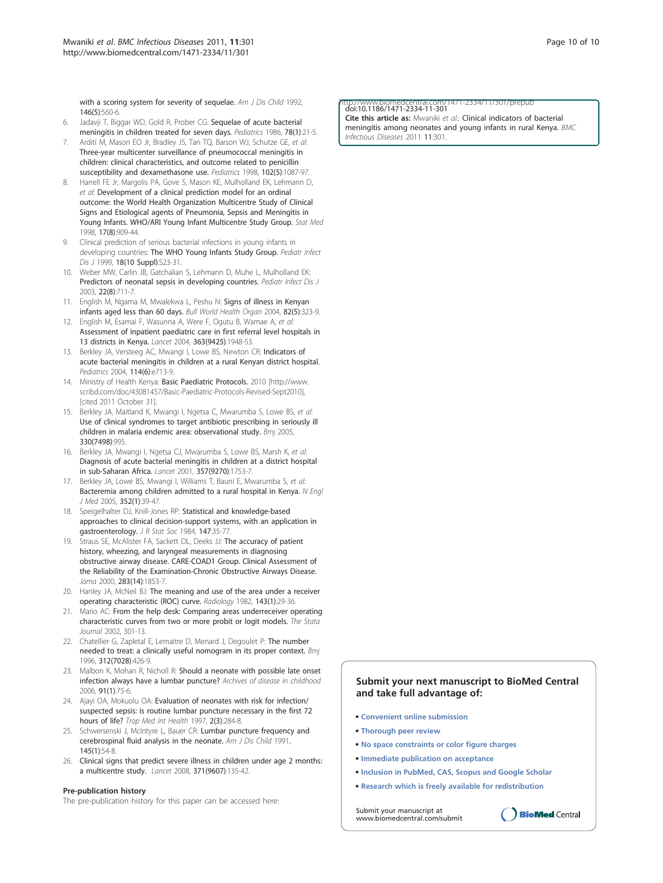with a scoring system for severity of sequelae. *Am J Dis Child* 1992, 146(5):560-6.

6. Jadavji T, Biggar WD, Gold R, Prober CG: Sequelae of acute bacterial meningitis in children treated for seven days. *Pediatrics* 1986, 78(1):21-5.
7. Arditi M, Mason EO Jr, Bradley JS, Tan TQ, Barson WJ, Schutze GE, *et al*: Three-year multicenter surveillance of pneumococcal meningitis in children: clinical characteristics, and outcome related to penicillin susceptibility and dexamethasone use. *Pediatrics* 1998, 102(5):1087-97.
8. Harrell FE Jr, Margolis PA, Gove S, Mason KE, Mulholland EK, Lehmann D, *et al*: Development of a clinical prediction model for an ordinal outcome: the World Health Organization Multicentre Study of Clinical Signs and Etiological agents of Pneumonia, Sepsis and Meningitis in Young Infants. WHO/ARI Young Infant Multicentre Study Group. *Stat Med* 1998, 17(8):909-44.
9. Clinical prediction of serious bacterial infections in young infants in developing countries: The WHO Young Infants Study Group. *Pediatr Infect Dis J* 1999, 18(10 Suppl):S23-31.
10. Weber MW, Carlin JB, Gatchalian S, Lehmann D, Muhe L, Mulholland EK: Predictors of neonatal sepsis in developing countries. *Pediatr Infect Dis J* 2003, 22(8):711-7.
11. English M, Ngama M, Mwalekwa L, Peshu N: Signs of illness in Kenyan infants aged less than 60 days. *Bull World Health Organ* 2004, 82(5):323-9.
12. English M, Esamai F, Wasunna A, Were F, Ogutu B, Wamae A, *et al*: Assessment of inpatient paediatric care in first referral level hospitals in 13 districts in Kenya. *Lancet* 2004, 363(9425):1948-53.
13. Berkley JA, Versteeg AC, Mwangi I, Lowe BS, Newton CR: Indicators of acute bacterial meningitis in children at a rural Kenyan district hospital. *Pediatrics* 2004, 114(6):e713-9.
14. Ministry of Health Kenya: Basic Paediatric Protocols. 2010 [http://www.scribd.com/doc/43081457/Basic-Paediatric-Protocols-Revised-Sept2010], [cited 2011 October 31].
15. Berkley JA, Maitland K, Mwangi I, Ngetsa C, Mwarumba S, Lowe BS, *et al*: Use of clinical syndromes to target antibiotic prescribing in seriously ill children in malaria endemic area: observational study. *Bmj* 2005, 330(7498):995.
16. Berkley JA, Mwangi I, Ngetsa CJ, Mwarumba S, Lowe BS, Marsh K, *et al*: Diagnosis of acute bacterial meningitis in children at a district hospital in sub-Saharan Africa. *Lancet* 2001, 357(9270):1753-7.
17. Berkley JA, Lowe BS, Mwangi I, Williams T, Bauni E, Mwarumba S, *et al*: Bacteremia among children admitted to a rural hospital in Kenya. *N Engl J Med* 2005, 352(1):39-47.
18. Speigelhalter DJ, Knill-Jones RP: Statistical and knowledge-based approaches to clinical decision-support systems, with an application in gastroenterology. *J R Stat Soc* 1984, 147:35-77.
19. Straus SE, McAlister FA, Sackett DL, Deeks JJ: The accuracy of patient history, wheezing, and laryngeal measurements in diagnosing obstructive airway disease. CARE-COAD1 Group. Clinical Assessment of the Reliability of the Examination-Chronic Obstructive Airways Disease. *Jama* 2000, 283(14):1853-7.
20. Hanley JA, McNeil BJ: The meaning and use of the area under a receiver operating characteristic (ROC) curve. *Radiology* 1982, 143(1):29-36.
21. Mario AC: From the help desk: Comparing areas underreceiver operating characteristic curves from two or more probit or logit models. *The Stata Journal* 2002, 301-13.
22. Chatellier G, Zapletal E, Lemaitre D, Menard J, Degoulet P: The number needed to treat: a clinically useful nomogram in its proper context. *Bmj* 1996, 312(7028):426-9.
23. Malbon K, Mohan R, Nicholl R: Should a neonate with possible late onset infection always have a lumbar puncture? *Archives of disease in childhood* 2006, 91(1):75-6.
24. Ajayi OA, Mokuolu OA: Evaluation of neonates with risk for infection/suspected sepsis: is routine lumbar puncture necessary in the first 72 hours of life? *Trop Med Int Health* 1997, 2(3):284-8.
25. Schwersenski J, McIntyre L, Bauer CR: Lumbar puncture frequency and cerebrospinal fluid analysis in the neonate. *Am J Dis Child* 1991, 145(1):54-8.
26. Clinical signs that predict severe illness in children under age 2 months: a multicentre study. *Lancet* 2008, 371(9607):135-42.

## Pre-publication history

The pre-publication history for this paper can be accessed here:

http://www.biomedcentral.com/1471-2334/11/301/prepub

doi:10.1186/1471-2334-11-301

**Cite this article as:** Mwaniki *et al.*: Clinical indicators of bacterial meningitis among neonates and young infants in rural Kenya. *BMC Infectious Diseases* 2011 11:301.

**Submit your next manuscript to BioMed Central and take full advantage of:**

- Convenient online submission
- Thorough peer review
- No space constraints or color figure charges
- Immediate publication on acceptance
- Inclusion in PubMed, CAS, Scopus and Google Scholar
- Research which is freely available for redistribution

Submit your manuscript at www.biomedcentral.com/submit

BioMed Central